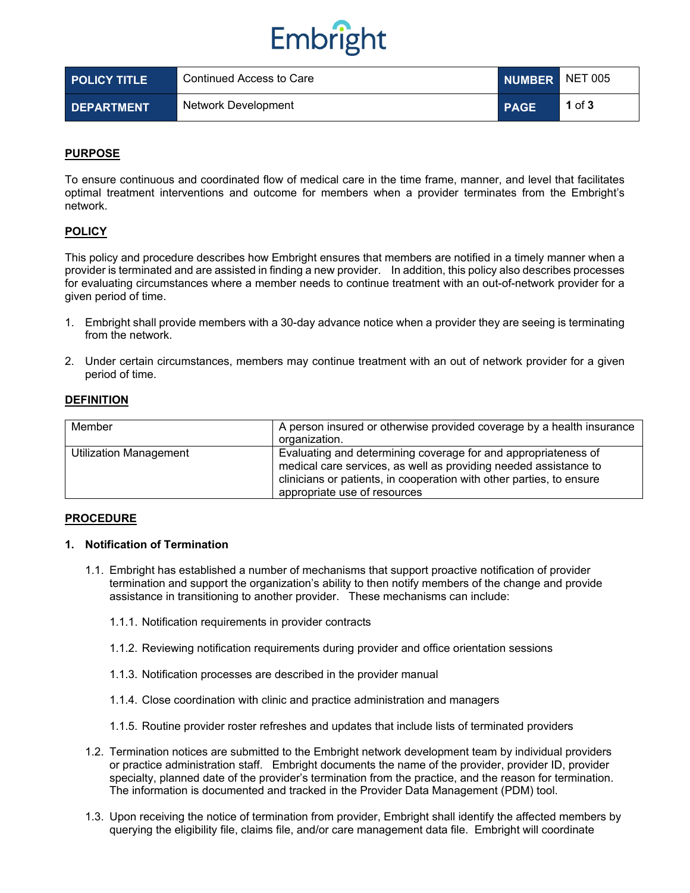Embright

| POLICY TITLE | Continued Access to Care | NUMBER | NET 005 |
|---|---|---|---|
| DEPARTMENT | Network Development | PAGE | 1 of 3 |

## PURPOSE

To ensure continuous and coordinated flow of medical care in the time frame, manner, and level that facilitates optimal treatment interventions and outcome for members when a provider terminates from the Embright's network.

## POLICY

This policy and procedure describes how Embright ensures that members are notified in a timely manner when a provider is terminated and are assisted in finding a new provider. In addition, this policy also describes processes for evaluating circumstances where a member needs to continue treatment with an out-of-network provider for a given period of time.

1. Embright shall provide members with a 30-day advance notice when a provider they are seeing is terminating from the network.
2. Under certain circumstances, members may continue treatment with an out of network provider for a given period of time.

## DEFINITION

| Member | A person insured or otherwise provided coverage by a health insurance organization. |
|---|---|
| Utilization Management | Evaluating and determining coverage for and appropriateness of medical care services, as well as providing needed assistance to clinicians or patients, in cooperation with other parties, to ensure appropriate use of resources |

## PROCEDURE

### 1. Notification of Termination

1.1. Embright has established a number of mechanisms that support proactive notification of provider termination and support the organization's ability to then notify members of the change and provide assistance in transitioning to another provider. These mechanisms can include:

1.1.1. Notification requirements in provider contracts

1.1.2. Reviewing notification requirements during provider and office orientation sessions

1.1.3. Notification processes are described in the provider manual

1.1.4. Close coordination with clinic and practice administration and managers

1.1.5. Routine provider roster refreshes and updates that include lists of terminated providers

1.2. Termination notices are submitted to the Embright network development team by individual providers or practice administration staff. Embright documents the name of the provider, provider ID, provider specialty, planned date of the provider's termination from the practice, and the reason for termination. The information is documented and tracked in the Provider Data Management (PDM) tool.

1.3. Upon receiving the notice of termination from provider, Embright shall identify the affected members by querying the eligibility file, claims file, and/or care management data file. Embright will coordinate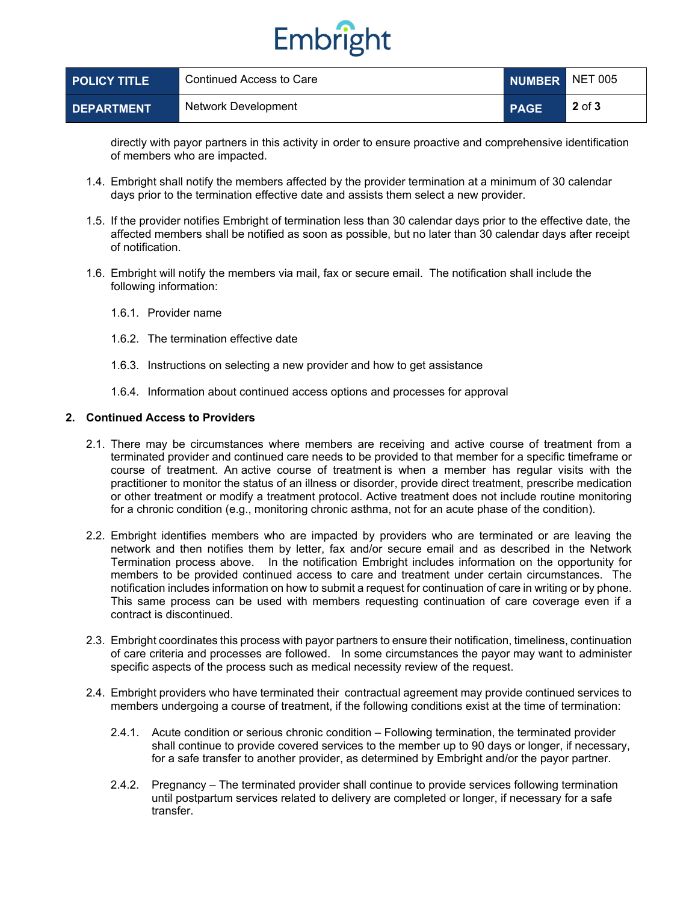directly with payor partners in this activity in order to ensure proactive and comprehensive identification of members who are impacted.

1.4. Embright shall notify the members affected by the provider termination at a minimum of 30 calendar days prior to the termination effective date and assists them select a new provider.

1.5. If the provider notifies Embright of termination less than 30 calendar days prior to the effective date, the affected members shall be notified as soon as possible, but no later than 30 calendar days after receipt of notification.

1.6. Embright will notify the members via mail, fax or secure email. The notification shall include the following information:

1.6.1. Provider name

1.6.2. The termination effective date

1.6.3. Instructions on selecting a new provider and how to get assistance

1.6.4. Information about continued access options and processes for approval

**2. Continued Access to Providers**

2.1. There may be circumstances where members are receiving and active course of treatment from a terminated provider and continued care needs to be provided to that member for a specific timeframe or course of treatment. An active course of treatment is when a member has regular visits with the practitioner to monitor the status of an illness or disorder, provide direct treatment, prescribe medication or other treatment or modify a treatment protocol. Active treatment does not include routine monitoring for a chronic condition (e.g., monitoring chronic asthma, not for an acute phase of the condition).

2.2. Embright identifies members who are impacted by providers who are terminated or are leaving the network and then notifies them by letter, fax and/or secure email and as described in the Network Termination process above. In the notification Embright includes information on the opportunity for members to be provided continued access to care and treatment under certain circumstances. The notification includes information on how to submit a request for continuation of care in writing or by phone. This same process can be used with members requesting continuation of care coverage even if a contract is discontinued.

2.3. Embright coordinates this process with payor partners to ensure their notification, timeliness, continuation of care criteria and processes are followed. In some circumstances the payor may want to administer specific aspects of the process such as medical necessity review of the request.

2.4. Embright providers who have terminated their contractual agreement may provide continued services to members undergoing a course of treatment, if the following conditions exist at the time of termination:

2.4.1. Acute condition or serious chronic condition – Following termination, the terminated provider shall continue to provide covered services to the member up to 90 days or longer, if necessary, for a safe transfer to another provider, as determined by Embright and/or the payor partner.

2.4.2. Pregnancy – The terminated provider shall continue to provide services following termination until postpartum services related to delivery are completed or longer, if necessary for a safe transfer.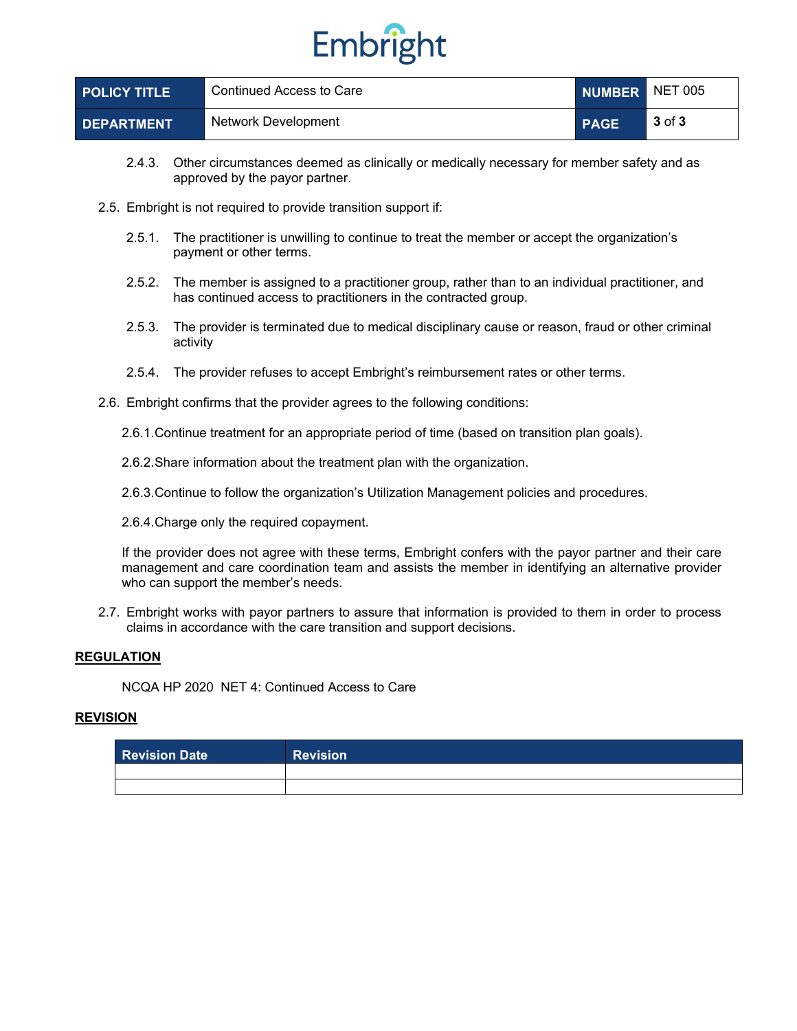2.4.3. Other circumstances deemed as clinically or medically necessary for member safety and as approved by the payor partner.

2.5. Embright is not required to provide transition support if:

2.5.1. The practitioner is unwilling to continue to treat the member or accept the organization's payment or other terms.

2.5.2. The member is assigned to a practitioner group, rather than to an individual practitioner, and has continued access to practitioners in the contracted group.

2.5.3. The provider is terminated due to medical disciplinary cause or reason, fraud or other criminal activity

2.5.4. The provider refuses to accept Embright's reimbursement rates or other terms.

2.6. Embright confirms that the provider agrees to the following conditions:

2.6.1. Continue treatment for an appropriate period of time (based on transition plan goals).

2.6.2. Share information about the treatment plan with the organization.

2.6.3. Continue to follow the organization's Utilization Management policies and procedures.

2.6.4. Charge only the required copayment.

If the provider does not agree with these terms, Embright confers with the payor partner and their care management and care coordination team and assists the member in identifying an alternative provider who can support the member's needs.

2.7. Embright works with payor partners to assure that information is provided to them in order to process claims in accordance with the care transition and support decisions.

**REGULATION**

NCQA HP 2020 NET 4: Continued Access to Care

**REVISION**

| Revision Date | Revision |
|---|---|
| | |
| | |